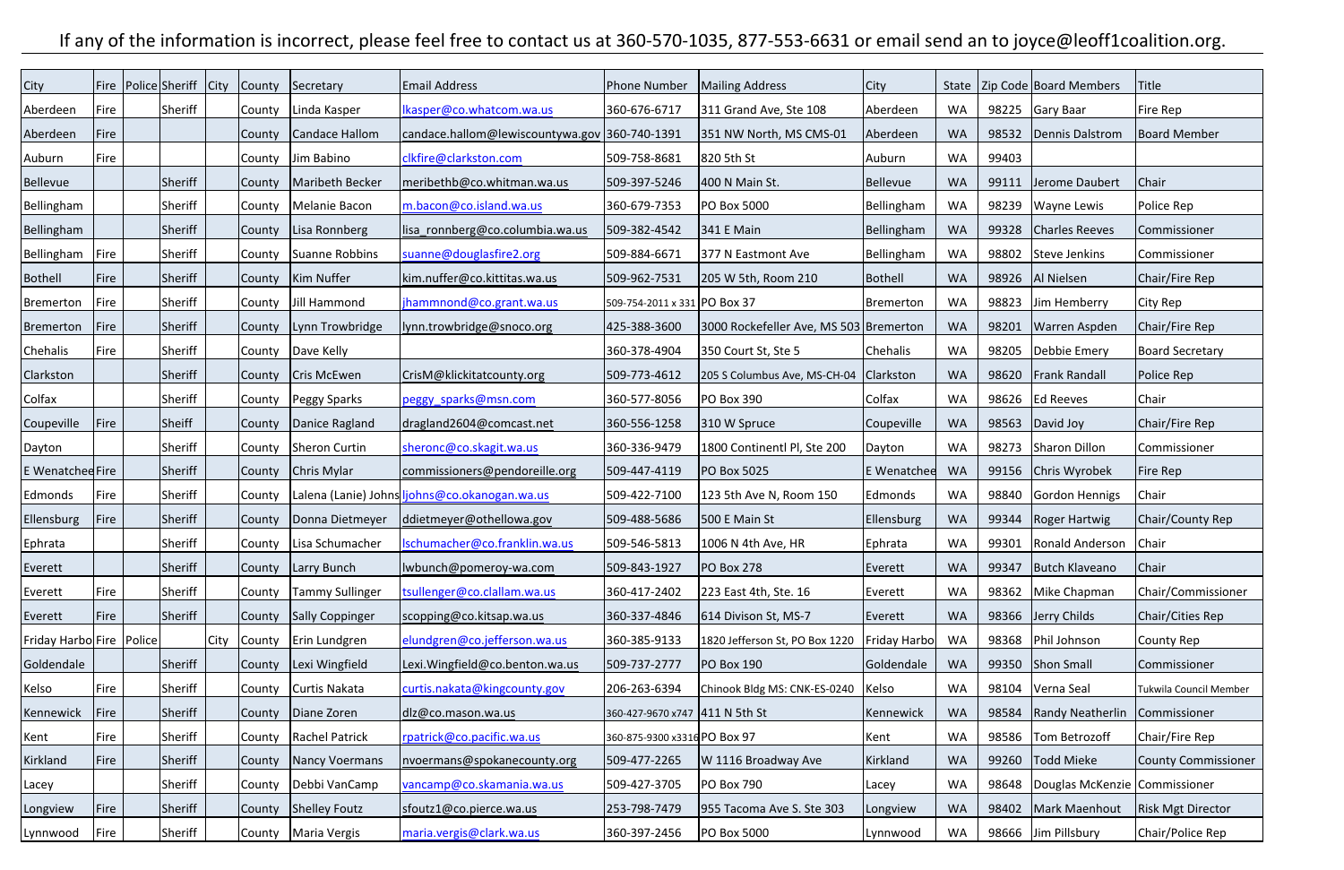If any of the information is incorrect, please feel free to contact us at 360-570-1035, 877-553-6631 or email send an to joyce@leoff1coalition.org.

| City | Fire | Police | Sheriff | City | County | Secretary | Email Address | Phone Number | Mailing Address | City | State | Zip Code | Board Members | Title |
|---|---|---|---|---|---|---|---|---|---|---|---|---|---|---|
| Aberdeen | Fire | | Sheriff | | County | Linda Kasper | lkasper@co.whatcom.wa.us | 360-676-6717 | 311 Grand Ave, Ste 108 | Aberdeen | WA | 98225 | Gary Baar | Fire Rep |
| Aberdeen | Fire | | | | County | Candace Hallom | candace.hallom@lewiscountywa.gov | 360-740-1391 | 351 NW North, MS CMS-01 | Aberdeen | WA | 98532 | Dennis Dalstrom | Board Member |
| Auburn | Fire | | | | County | Jim Babino | clkfire@clarkston.com | 509-758-8681 | 820 5th St | Auburn | WA | 99403 | | |
| Bellevue | | | Sheriff | | County | Maribeth Becker | meribethb@co.whitman.wa.us | 509-397-5246 | 400 N Main St. | Bellevue | WA | 99111 | Jerome Daubert | Chair |
| Bellingham | | | Sheriff | | County | Melanie Bacon | m.bacon@co.island.wa.us | 360-679-7353 | PO Box 5000 | Bellingham | WA | 98239 | Wayne Lewis | Police Rep |
| Bellingham | | | Sheriff | | County | Lisa Ronnberg | lisa_ronnberg@co.columbia.wa.us | 509-382-4542 | 341 E Main | Bellingham | WA | 99328 | Charles Reeves | Commissioner |
| Bellingham | Fire | | Sheriff | | County | Suanne Robbins | suanne@douglasfire2.org | 509-884-6671 | 377 N Eastmont Ave | Bellingham | WA | 98802 | Steve Jenkins | Commissioner |
| Bothell | Fire | | Sheriff | | County | Kim Nuffer | kim.nuffer@co.kittitas.wa.us | 509-962-7531 | 205 W 5th, Room 210 | Bothell | WA | 98926 | Al Nielsen | Chair/Fire Rep |
| Bremerton | Fire | | Sheriff | | County | Jill Hammond | jhammond@co.grant.wa.us | 509-754-2011 x 331 | PO Box 37 | Bremerton | WA | 98823 | Jim Hemberry | City Rep |
| Bremerton | Fire | | Sheriff | | County | Lynn Trowbridge | lynn.trowbridge@snoco.org | 425-388-3600 | 3000 Rockefeller Ave, MS 503 | Bremerton | WA | 98201 | Warren Aspden | Chair/Fire Rep |
| Chehalis | Fire | | Sheriff | | County | Dave Kelly | | 360-378-4904 | 350 Court St, Ste 5 | Chehalis | WA | 98205 | Debbie Emery | Board Secretary |
| Clarkston | | | Sheriff | | County | Cris McEwen | CrisM@klickitatcounty.org | 509-773-4612 | 205 S Columbus Ave, MS-CH-04 | Clarkston | WA | 98620 | Frank Randall | Police Rep |
| Colfax | | | Sheriff | | County | Peggy Sparks | peggy_sparks@msn.com | 360-577-8056 | PO Box 390 | Colfax | WA | 98626 | Ed Reeves | Chair |
| Coupeville | Fire | | Sheiff | | County | Danice Ragland | dragland2604@comcast.net | 360-556-1258 | 310 W Spruce | Coupeville | WA | 98563 | David Joy | Chair/Fire Rep |
| Dayton | | | Sheriff | | County | Sheron Curtin | sheronc@co.skagit.wa.us | 360-336-9479 | 1800 Continentl Pl, Ste 200 | Dayton | WA | 98273 | Sharon Dillon | Commissioner |
| E Wenatchee | Fire | | Sheriff | | County | Chris Mylar | commissioners@pendoreille.org | 509-447-4119 | PO Box 5025 | E Wenatchee | WA | 99156 | Chris Wyrobek | Fire Rep |
| Edmonds | Fire | | Sheriff | | County | Lalena (Lanie) Johns | ljohns@co.okanogan.wa.us | 509-422-7100 | 123 5th Ave N, Room 150 | Edmonds | WA | 98840 | Gordon Hennigs | Chair |
| Ellensburg | Fire | | Sheriff | | County | Donna Dietmeyer | ddietmeyer@othellowa.gov | 509-488-5686 | 500 E Main St | Ellensburg | WA | 99344 | Roger Hartwig | Chair/County Rep |
| Ephrata | | | Sheriff | | County | Lisa Schumacher | lschumacher@co.franklin.wa.us | 509-546-5813 | 1006 N 4th Ave, HR | Ephrata | WA | 99301 | Ronald Anderson | Chair |
| Everett | | | Sheriff | | County | Larry Bunch | lwbunch@pomeroy-wa.com | 509-843-1927 | PO Box 278 | Everett | WA | 99347 | Butch Klaveano | Chair |
| Everett | Fire | | Sheriff | | County | Tammy Sullinger | tsullenger@co.clallam.wa.us | 360-417-2402 | 223 East 4th, Ste. 16 | Everett | WA | 98362 | Mike Chapman | Chair/Commissioner |
| Everett | Fire | | Sheriff | | County | Sally Coppinger | scopping@co.kitsap.wa.us | 360-337-4846 | 614 Divison St, MS-7 | Everett | WA | 98366 | Jerry Childs | Chair/Cities Rep |
| Friday Harbo | Fire | Police | | City | County | Erin Lundgren | elundgren@co.jefferson.wa.us | 360-385-9133 | 1820 Jefferson St, PO Box 1220 | Friday Harbo | WA | 98368 | Phil Johnson | County Rep |
| Goldendale | | | Sheriff | | County | Lexi Wingfield | Lexi.Wingfield@co.benton.wa.us | 509-737-2777 | PO Box 190 | Goldendale | WA | 99350 | Shon Small | Commissioner |
| Kelso | Fire | | Sheriff | | County | Curtis Nakata | curtis.nakata@kingcounty.gov | 206-263-6394 | Chinook Bldg MS: CNK-ES-0240 | Kelso | WA | 98104 | Verna Seal | Tukwila Council Member |
| Kennewick | Fire | | Sheriff | | County | Diane Zoren | dlz@co.mason.wa.us | 360-427-9670 x747 | 411 N 5th St | Kennewick | WA | 98584 | Randy Neatherlin | Commissioner |
| Kent | Fire | | Sheriff | | County | Rachel Patrick | rpatrick@co.pacific.wa.us | 360-875-9300 x3316 | PO Box 97 | Kent | WA | 98586 | Tom Betrozoff | Chair/Fire Rep |
| Kirkland | Fire | | Sheriff | | County | Nancy Voermans | nvoermans@spokanecounty.org | 509-477-2265 | W 1116 Broadway Ave | Kirkland | WA | 99260 | Todd Mieke | County Commissioner |
| Lacey | | | Sheriff | | County | Debbi VanCamp | vancamp@co.skamania.wa.us | 509-427-3705 | PO Box 790 | Lacey | WA | 98648 | Douglas McKenzie | Commissioner |
| Longview | Fire | | Sheriff | | County | Shelley Foutz | sfoutz1@co.pierce.wa.us | 253-798-7479 | 955 Tacoma Ave S. Ste 303 | Longview | WA | 98402 | Mark Maenhout | Risk Mgt Director |
| Lynnwood | Fire | | Sheriff | | County | Maria Vergis | maria.vergis@clark.wa.us | 360-397-2456 | PO Box 5000 | Lynnwood | WA | 98666 | Jim Pillsbury | Chair/Police Rep |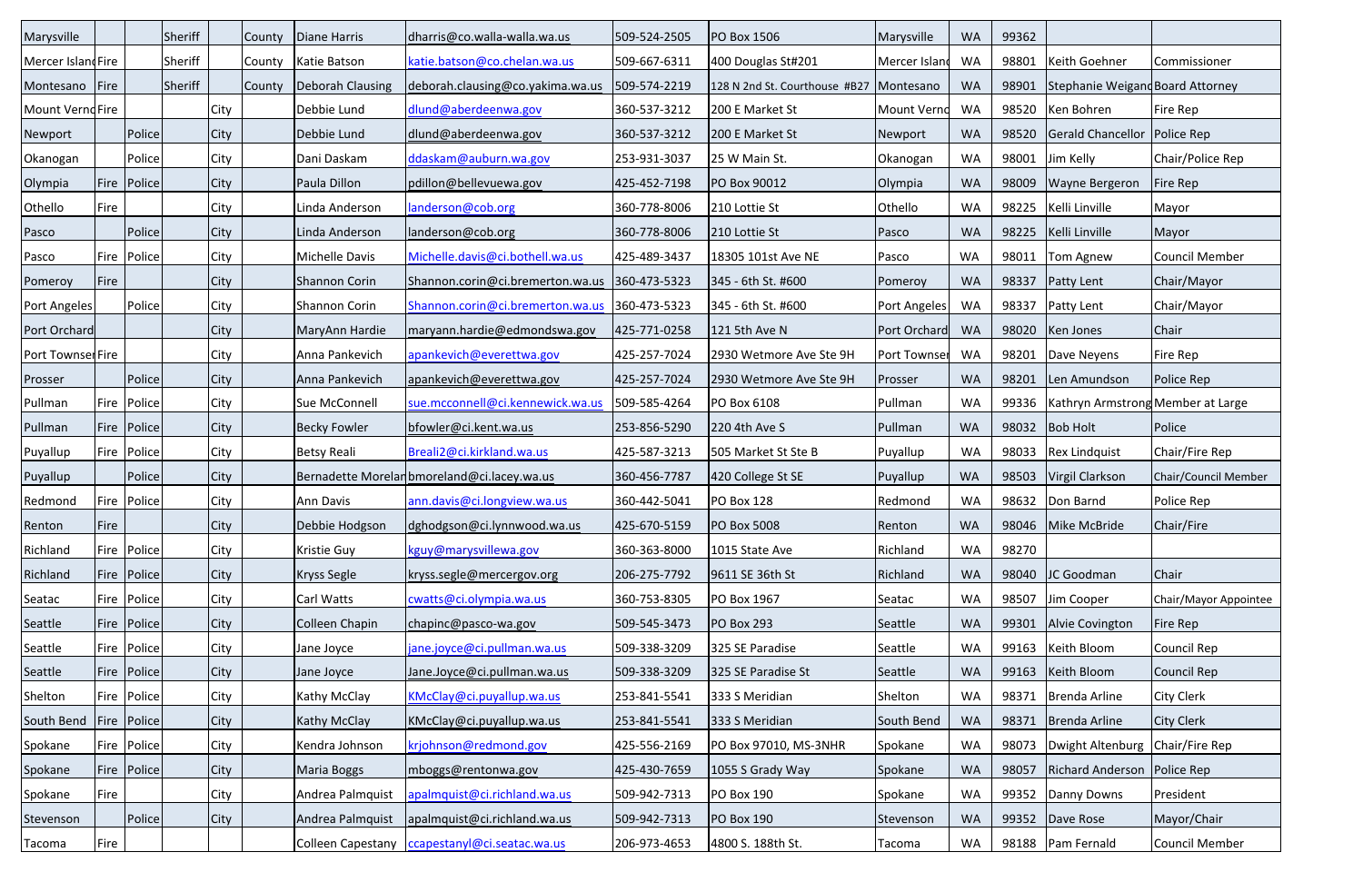| | | | | | | | | | | | | | | |
|---|---|---|---|---|---|---|---|---|---|---|---|---|---|---|
| Marysville | | | Sheriff | | County | Diane Harris | dharris@co.walla-walla.wa.us | 509-524-2505 | PO Box 1506 | Marysville | WA | 99362 | | |
| Mercer Island | Fire | | Sheriff | | County | Katie Batson | katie.batson@co.chelan.wa.us | 509-667-6311 | 400 Douglas St#201 | Mercer Island | WA | 98801 | Keith Goehner | Commissioner |
| Montesano | Fire | | Sheriff | | County | Deborah Clausing | deborah.clausing@co.yakima.wa.us | 509-574-2219 | 128 N 2nd St. Courthouse #B27 | Montesano | WA | 98901 | Stephanie Weigand | Board Attorney |
| Mount Vernon | Fire | | | City | | Debbie Lund | dlund@aberdeenwa.gov | 360-537-3212 | 200 E Market St | Mount Vernon | WA | 98520 | Ken Bohren | Fire Rep |
| Newport | | Police | | City | | Debbie Lund | dlund@aberdeenwa.gov | 360-537-3212 | 200 E Market St | Newport | WA | 98520 | Gerald Chancellor | Police Rep |
| Okanogan | | Police | | City | | Dani Daskam | ddaskam@auburn.wa.gov | 253-931-3037 | 25 W Main St. | Okanogan | WA | 98001 | Jim Kelly | Chair/Police Rep |
| Olympia | Fire | Police | | City | | Paula Dillon | pdillon@bellevuewa.gov | 425-452-7198 | PO Box 90012 | Olympia | WA | 98009 | Wayne Bergeron | Fire Rep |
| Othello | Fire | | | City | | Linda Anderson | landerson@cob.org | 360-778-8006 | 210 Lottie St | Othello | WA | 98225 | Kelli Linville | Mayor |
| Pasco | | Police | | City | | Linda Anderson | landerson@cob.org | 360-778-8006 | 210 Lottie St | Pasco | WA | 98225 | Kelli Linville | Mayor |
| Pasco | Fire | Police | | City | | Michelle Davis | Michelle.davis@ci.bothell.wa.us | 425-489-3437 | 18305 101st Ave NE | Pasco | WA | 98011 | Tom Agnew | Council Member |
| Pomeroy | Fire | | | City | | Shannon Corin | Shannon.corin@ci.bremerton.wa.us | 360-473-5323 | 345 - 6th St. #600 | Pomeroy | WA | 98337 | Patty Lent | Chair/Mayor |
| Port Angeles | | Police | | City | | Shannon Corin | Shannon.corin@ci.bremerton.wa.us | 360-473-5323 | 345 - 6th St. #600 | Port Angeles | WA | 98337 | Patty Lent | Chair/Mayor |
| Port Orchard | | | | City | | MaryAnn Hardie | maryann.hardie@edmondswa.gov | 425-771-0258 | 121 5th Ave N | Port Orchard | WA | 98020 | Ken Jones | Chair |
| Port Townsend | Fire | | | City | | Anna Pankevich | apankevich@everettwa.gov | 425-257-7024 | 2930 Wetmore Ave Ste 9H | Port Townsend | WA | 98201 | Dave Neyens | Fire Rep |
| Prosser | | Police | | City | | Anna Pankevich | apankevich@everettwa.gov | 425-257-7024 | 2930 Wetmore Ave Ste 9H | Prosser | WA | 98201 | Len Amundson | Police Rep |
| Pullman | Fire | Police | | City | | Sue McConnell | sue.mcconnell@ci.kennewick.wa.us | 509-585-4264 | PO Box 6108 | Pullman | WA | 99336 | Kathryn Armstrong | Member at Large |
| Pullman | Fire | Police | | City | | Becky Fowler | bfowler@ci.kent.wa.us | 253-856-5290 | 220 4th Ave S | Pullman | WA | 98032 | Bob Holt | Police |
| Puyallup | Fire | Police | | City | | Betsy Reali | Breali2@ci.kirkland.wa.us | 425-587-3213 | 505 Market St Ste B | Puyallup | WA | 98033 | Rex Lindquist | Chair/Fire Rep |
| Puyallup | | Police | | City | | Bernadette Moreland | bmoreland@ci.lacey.wa.us | 360-456-7787 | 420 College St SE | Puyallup | WA | 98503 | Virgil Clarkson | Chair/Council Member |
| Redmond | Fire | Police | | City | | Ann Davis | ann.davis@ci.longview.wa.us | 360-442-5041 | PO Box 128 | Redmond | WA | 98632 | Don Barnd | Police Rep |
| Renton | Fire | | | City | | Debbie Hodgson | dghodgson@ci.lynnwood.wa.us | 425-670-5159 | PO Box 5008 | Renton | WA | 98046 | Mike McBride | Chair/Fire |
| Richland | Fire | Police | | City | | Kristie Guy | kguy@marysvillewa.gov | 360-363-8000 | 1015 State Ave | Richland | WA | 98270 | | |
| Richland | Fire | Police | | City | | Kryss Segle | kryss.segle@mercergov.org | 206-275-7792 | 9611 SE 36th St | Richland | WA | 98040 | JC Goodman | Chair |
| Seatac | Fire | Police | | City | | Carl Watts | cwatts@ci.olympia.wa.us | 360-753-8305 | PO Box 1967 | Seatac | WA | 98507 | Jim Cooper | Chair/Mayor Appointee |
| Seattle | Fire | Police | | City | | Colleen Chapin | chapinc@pasco-wa.gov | 509-545-3473 | PO Box 293 | Seattle | WA | 99301 | Alvie Covington | Fire Rep |
| Seattle | Fire | Police | | City | | Jane Joyce | jane.joyce@ci.pullman.wa.us | 509-338-3209 | 325 SE Paradise | Seattle | WA | 99163 | Keith Bloom | Council Rep |
| Seattle | Fire | Police | | City | | Jane Joyce | Jane.Joyce@ci.pullman.wa.us | 509-338-3209 | 325 SE Paradise St | Seattle | WA | 99163 | Keith Bloom | Council Rep |
| Shelton | Fire | Police | | City | | Kathy McClay | KMcClay@ci.puyallup.wa.us | 253-841-5541 | 333 S Meridian | Shelton | WA | 98371 | Brenda Arline | City Clerk |
| South Bend | Fire | Police | | City | | Kathy McClay | KMcClay@ci.puyallup.wa.us | 253-841-5541 | 333 S Meridian | South Bend | WA | 98371 | Brenda Arline | City Clerk |
| Spokane | Fire | Police | | City | | Kendra Johnson | krjohnson@redmond.gov | 425-556-2169 | PO Box 97010, MS-3NHR | Spokane | WA | 98073 | Dwight Altenburg | Chair/Fire Rep |
| Spokane | Fire | Police | | City | | Maria Boggs | mboggs@rentonwa.gov | 425-430-7659 | 1055 S Grady Way | Spokane | WA | 98057 | Richard Anderson | Police Rep |
| Spokane | Fire | | | City | | Andrea Palmquist | apalmquist@ci.richland.wa.us | 509-942-7313 | PO Box 190 | Spokane | WA | 99352 | Danny Downs | President |
| Stevenson | | Police | | City | | Andrea Palmquist | apalmquist@ci.richland.wa.us | 509-942-7313 | PO Box 190 | Stevenson | WA | 99352 | Dave Rose | Mayor/Chair |
| Tacoma | Fire | | | | | Colleen Capestany | ccapestanyl@ci.seatac.wa.us | 206-973-4653 | 4800 S. 188th St. | Tacoma | WA | 98188 | Pam Fernald | Council Member |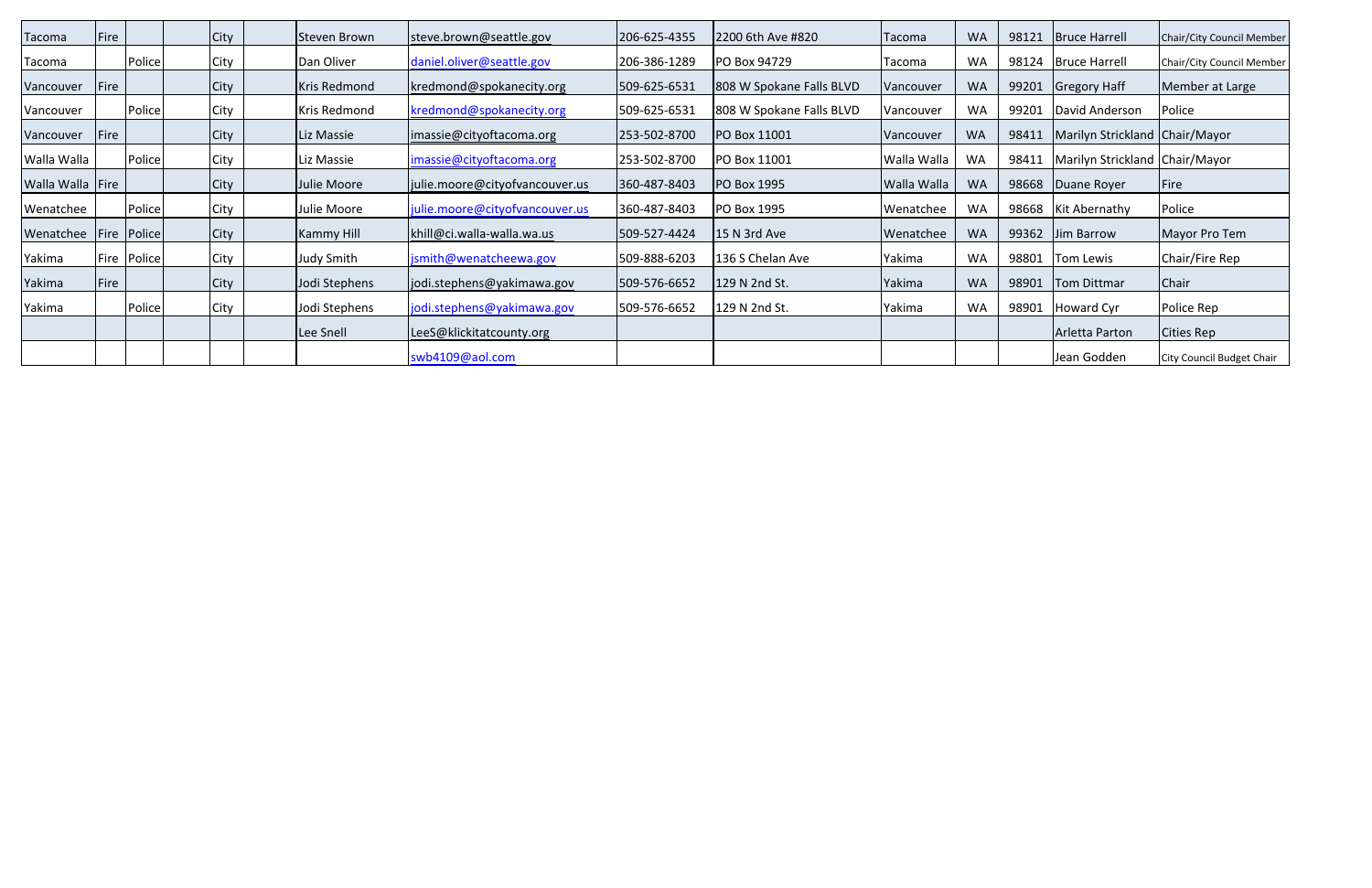| | | | | | | | | | | | | | | |
|---|---|---|---|---|---|---|---|---|---|---|---|---|---|---|
| Tacoma | Fire | | | City | | Steven Brown | steve.brown@seattle.gov | 206-625-4355 | 2200 6th Ave #820 | Tacoma | WA | 98121 | Bruce Harrell | Chair/City Council Member |
| Tacoma | | Police | | City | | Dan Oliver | daniel.oliver@seattle.gov | 206-386-1289 | PO Box 94729 | Tacoma | WA | 98124 | Bruce Harrell | Chair/City Council Member |
| Vancouver | Fire | | | City | | Kris Redmond | kredmond@spokanecity.org | 509-625-6531 | 808 W Spokane Falls BLVD | Vancouver | WA | 99201 | Gregory Haff | Member at Large |
| Vancouver | | Police | | City | | Kris Redmond | kredmond@spokanecity.org | 509-625-6531 | 808 W Spokane Falls BLVD | Vancouver | WA | 99201 | David Anderson | Police |
| Vancouver | Fire | | | City | | Liz Massie | imassie@cityoftacoma.org | 253-502-8700 | PO Box 11001 | Vancouver | WA | 98411 | Marilyn Strickland | Chair/Mayor |
| Walla Walla | | Police | | City | | Liz Massie | imassie@cityoftacoma.org | 253-502-8700 | PO Box 11001 | Walla Walla | WA | 98411 | Marilyn Strickland | Chair/Mayor |
| Walla Walla | Fire | | | City | | Julie Moore | julie.moore@cityofvancouver.us | 360-487-8403 | PO Box 1995 | Walla Walla | WA | 98668 | Duane Royer | Fire |
| Wenatchee | | Police | | City | | Julie Moore | julie.moore@cityofvancouver.us | 360-487-8403 | PO Box 1995 | Wenatchee | WA | 98668 | Kit Abernathy | Police |
| Wenatchee | Fire | Police | | City | | Kammy Hill | khill@ci.walla-walla.wa.us | 509-527-4424 | 15 N 3rd Ave | Wenatchee | WA | 99362 | Jim Barrow | Mayor Pro Tem |
| Yakima | Fire | Police | | City | | Judy Smith | jsmith@wenatcheewa.gov | 509-888-6203 | 136 S Chelan Ave | Yakima | WA | 98801 | Tom Lewis | Chair/Fire Rep |
| Yakima | Fire | | | City | | Jodi Stephens | jodi.stephens@yakimawa.gov | 509-576-6652 | 129 N 2nd St. | Yakima | WA | 98901 | Tom Dittmar | Chair |
| Yakima | | Police | | City | | Jodi Stephens | jodi.stephens@yakimawa.gov | 509-576-6652 | 129 N 2nd St. | Yakima | WA | 98901 | Howard Cyr | Police Rep |
| | | | | | | Lee Snell | LeeS@klickitatcounty.org | | | | | | Arletta Parton | Cities Rep |
| | | | | | | | swb4109@aol.com | | | | | | Jean Godden | City Council Budget Chair |